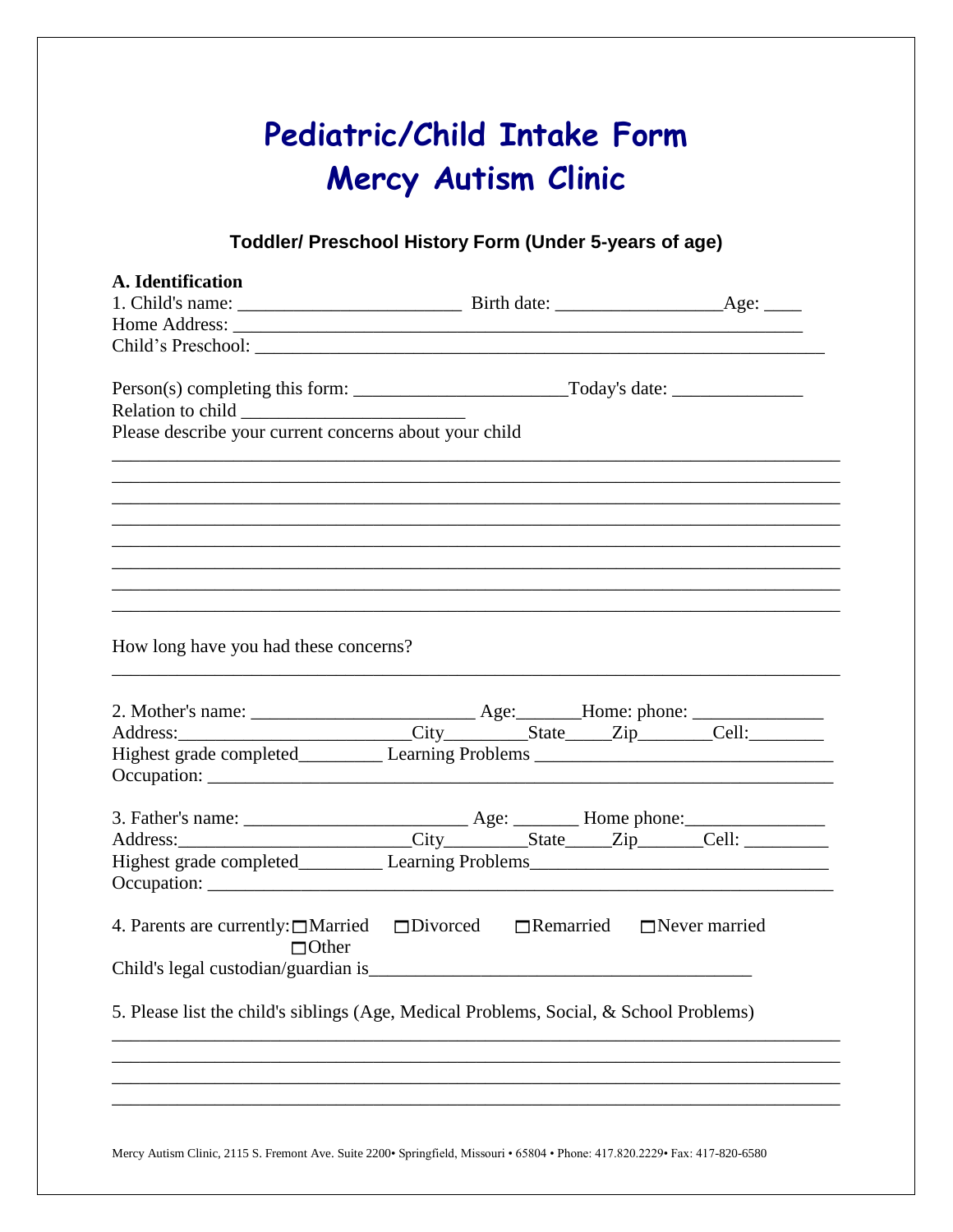# Pediatric/Child Intake Form
# Mercy Autism Clinic

### Toddler/ Preschool History Form (Under 5-years of age)

**A. Identification**

1. Child's name: _______________________ Birth date: _________________Age: ____

Home Address: ____________________________________________________________

Child's Preschool: _________________________________________________________

Person(s) completing this form: ______________________Today's date: _____________

Relation to child _______________________

Please describe your current concerns about your child

_______________________________________________________________________________
_______________________________________________________________________________
_______________________________________________________________________________
_______________________________________________________________________________
_______________________________________________________________________________
_______________________________________________________________________________
_______________________________________________________________________________
_______________________________________________________________________________

How long have you had these concerns?

_______________________________________________________________________________

2. Mother's name: _______________________ Age:_______Home: phone: _____________

Address:______________________City________State_____Zip________Cell:________

Highest grade completed_________ Learning Problems _____________________________

Occupation: _______________________________________________________________

3. Father's name: _______________________ Age: _______ Home phone:______________

Address:______________________City_________State_____Zip_______Cell: _________

Highest grade completed_________ Learning Problems_____________________________

Occupation: _______________________________________________________________

4. Parents are currently: ☐Married ☐Divorced ☐Remarried ☐Never married ☐Other

Child's legal custodian/guardian is_______________________________________

5. Please list the child's siblings (Age, Medical Problems, Social, & School Problems)

_______________________________________________________________________________
_______________________________________________________________________________
_______________________________________________________________________________
_______________________________________________________________________________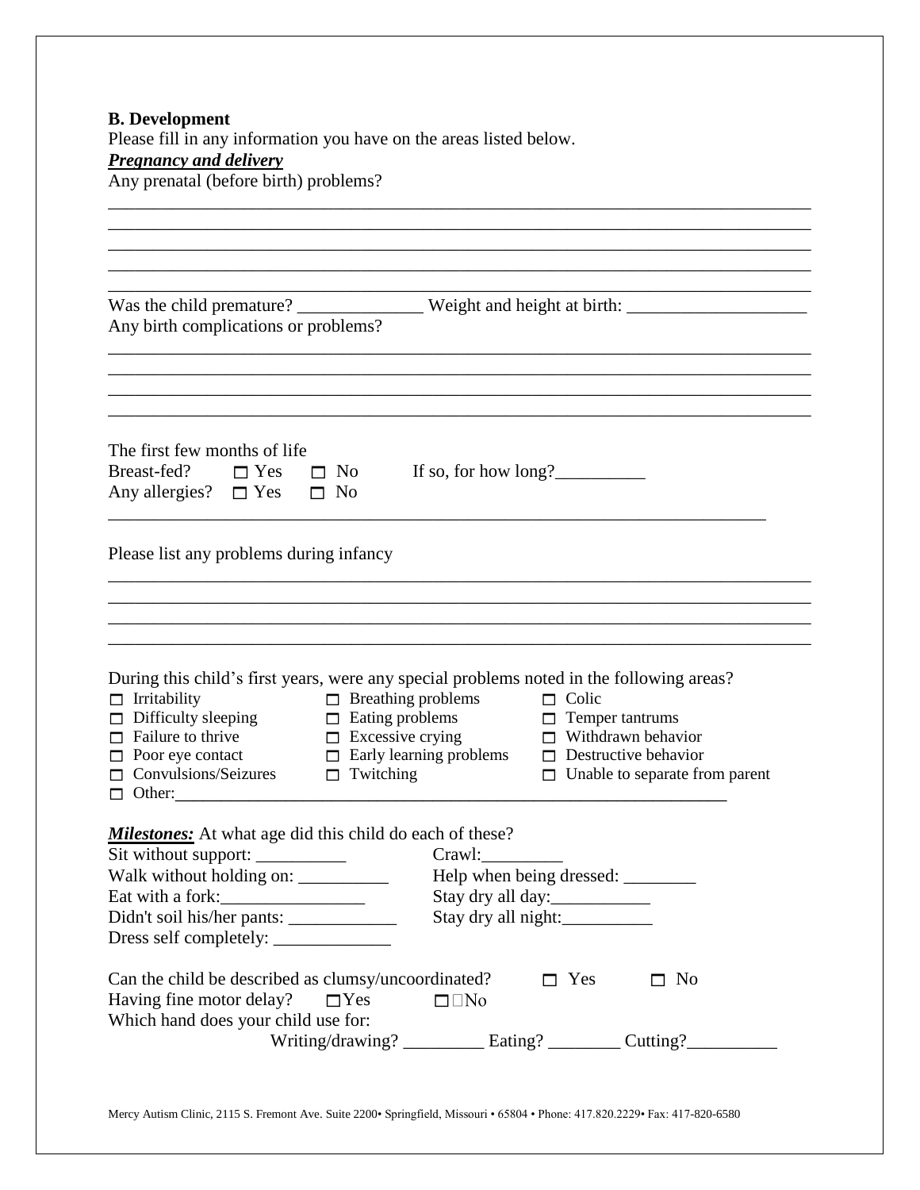**B. Development**

Please fill in any information you have on the areas listed below.

***Pregnancy and delivery***

Any prenatal (before birth) problems?

_______________________________________________________________________________
_______________________________________________________________________________
_______________________________________________________________________________
_______________________________________________________________________________
_______________________________________________________________________________

Was the child premature? ______________ Weight and height at birth: ____________________

Any birth complications or problems?

_______________________________________________________________________________
_______________________________________________________________________________
_______________________________________________________________________________
_______________________________________________________________________________

The first few months of life

Breast-fed? ☐ Yes ☐ No If so, for how long?__________

Any allergies? ☐ Yes ☐ No

_____________________________________________________________________________

Please list any problems during infancy

_______________________________________________________________________________
_______________________________________________________________________________
_______________________________________________________________________________
_______________________________________________________________________________

During this child's first years, were any special problems noted in the following areas?

- ☐ Irritability
- ☐ Breathing problems
- ☐ Colic
- ☐ Difficulty sleeping
- ☐ Eating problems
- ☐ Temper tantrums
- ☐ Failure to thrive
- ☐ Excessive crying
- ☐ Withdrawn behavior
- ☐ Poor eye contact
- ☐ Early learning problems
- ☐ Destructive behavior
- ☐ Convulsions/Seizures
- ☐ Twitching
- ☐ Unable to separate from parent
- ☐ Other:_________________________________________________________________

***Milestones:*** At what age did this child do each of these?

Sit without support: __________ Crawl:_________

Walk without holding on: __________ Help when being dressed: ________

Eat with a fork:________________ Stay dry all day:___________

Didn't soil his/her pants: ____________ Stay dry all night:__________

Dress self completely: _____________

Can the child be described as clumsy/uncoordinated? ☐ Yes ☐ No

Having fine motor delay? ☐Yes ☐No

Which hand does your child use for:

Writing/drawing? _________ Eating? ________ Cutting?__________

Mercy Autism Clinic, 2115 S. Fremont Ave. Suite 2200• Springfield, Missouri • 65804 • Phone: 417.820.2229• Fax: 417-820-6580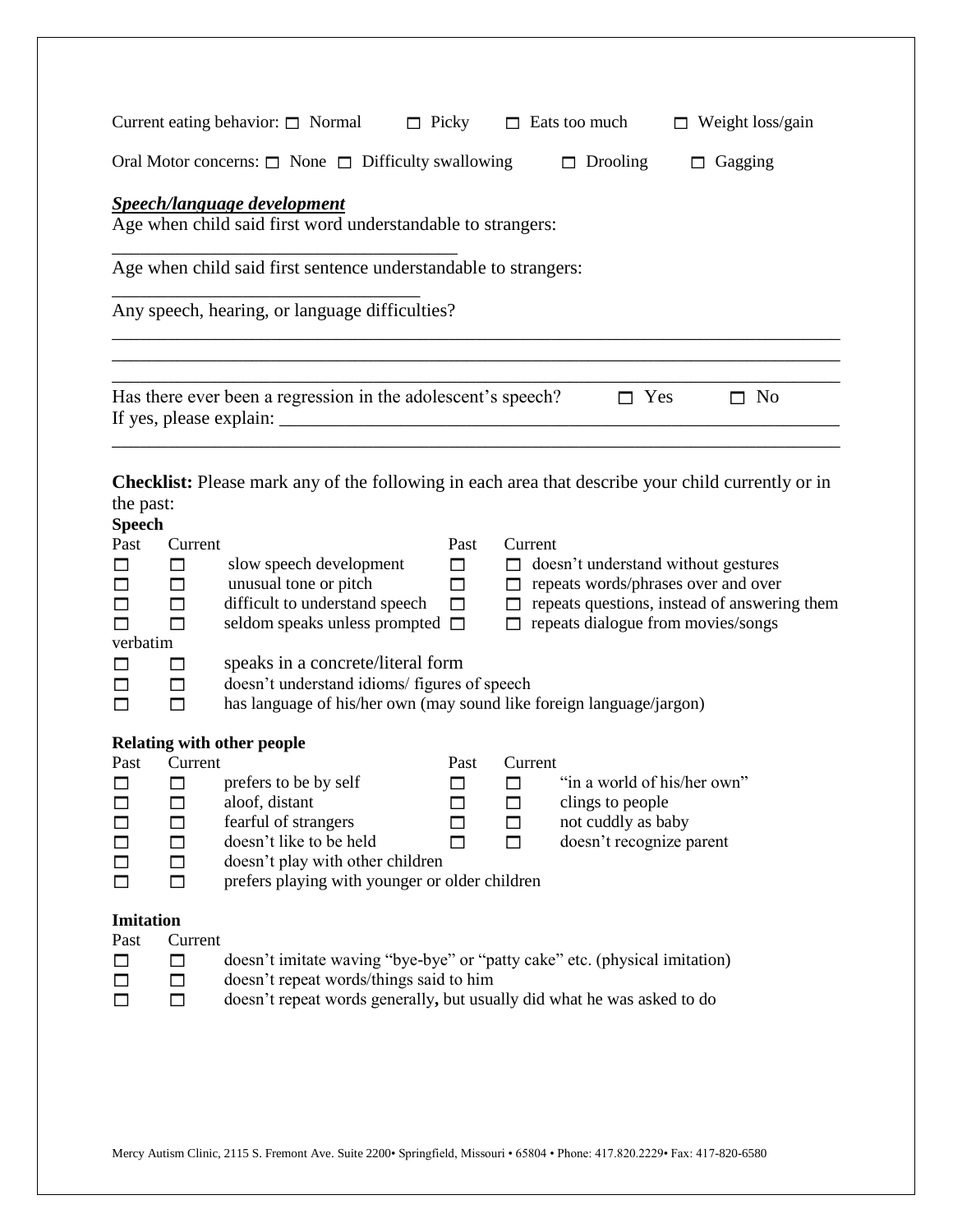Current eating behavior: ☐ Normal ☐ Picky ☐ Eats too much ☐ Weight loss/gain

Oral Motor concerns: ☐ None ☐ Difficulty swallowing ☐ Drooling ☐ Gagging

***Speech/language development***

Age when child said first word understandable to strangers: ______________________________________

Age when child said first sentence understandable to strangers: __________________________________

Any speech, hearing, or language difficulties?

______________________________________________________________________________
______________________________________________________________________________
______________________________________________________________________________

Has there ever been a regression in the adolescent's speech? ☐ Yes ☐ No

If yes, please explain: ________________________________________________________________
______________________________________________________________________________

**Checklist:** Please mark any of the following in each area that describe your child currently or in the past:

**Speech**

| Past | Current | | Past | Current | |
|---|---|---|---|---|---|
| ☐ | ☐ | slow speech development | ☐ | ☐ | doesn't understand without gestures |
| ☐ | ☐ | unusual tone or pitch | ☐ | ☐ | repeats words/phrases over and over |
| ☐ | ☐ | difficult to understand speech | ☐ | ☐ | repeats questions, instead of answering them |
| ☐ | ☐ | seldom speaks unless prompted | ☐ | ☐ | repeats dialogue from movies/songs verbatim |
| ☐ | ☐ | speaks in a concrete/literal form | | | |
| ☐ | ☐ | doesn't understand idioms/ figures of speech | | | |
| ☐ | ☐ | has language of his/her own (may sound like foreign language/jargon) | | | |

**Relating with other people**

| Past | Current | | Past | Current | |
|---|---|---|---|---|---|
| ☐ | ☐ | prefers to be by self | ☐ | ☐ | "in a world of his/her own" |
| ☐ | ☐ | aloof, distant | ☐ | ☐ | clings to people |
| ☐ | ☐ | fearful of strangers | ☐ | ☐ | not cuddly as baby |
| ☐ | ☐ | doesn't like to be held | ☐ | ☐ | doesn't recognize parent |
| ☐ | ☐ | doesn't play with other children | | | |
| ☐ | ☐ | prefers playing with younger or older children | | | |

**Imitation**

| Past | Current | |
|---|---|---|
| ☐ | ☐ | doesn't imitate waving "bye-bye" or "patty cake" etc. (physical imitation) |
| ☐ | ☐ | doesn't repeat words/things said to him |
| ☐ | ☐ | doesn't repeat words generally**,** but usually did what he was asked to do |

Mercy Autism Clinic, 2115 S. Fremont Ave. Suite 2200• Springfield, Missouri • 65804 • Phone: 417.820.2229• Fax: 417-820-6580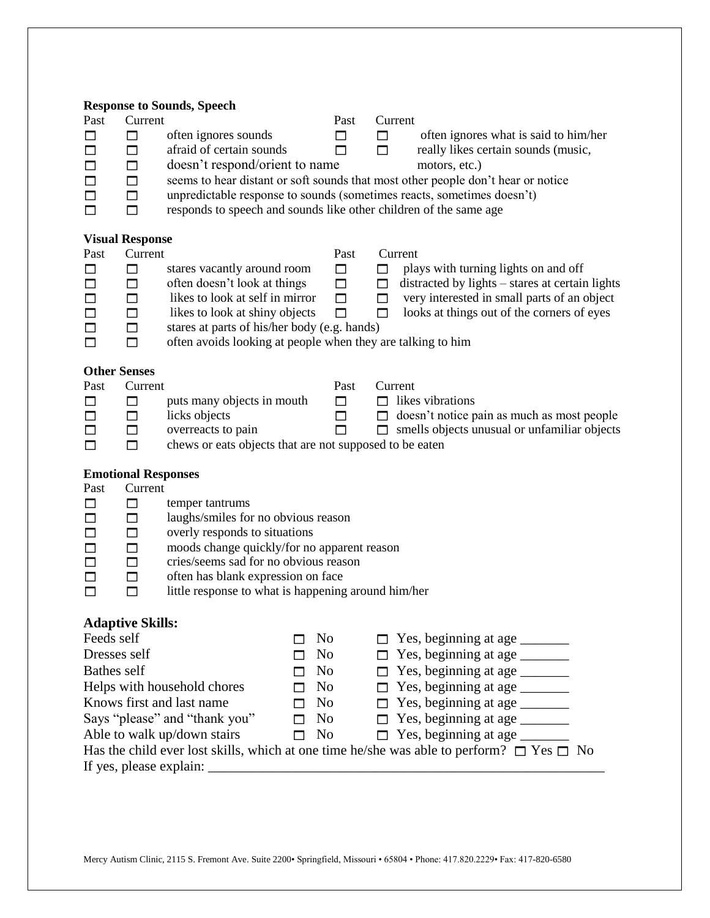**Response to Sounds, Speech**

| Past | Current | | Past | Current | |
|---|---|---|---|---|---|
| ☐ | ☐ | often ignores sounds | ☐ | ☐ | often ignores what is said to him/her |
| ☐ | ☐ | afraid of certain sounds | ☐ | ☐ | really likes certain sounds (music, motors, etc.) |
| ☐ | ☐ | doesn't respond/orient to name | | | |
| ☐ | ☐ | seems to hear distant or soft sounds that most other people don't hear or notice | | | |
| ☐ | ☐ | unpredictable response to sounds (sometimes reacts, sometimes doesn't) | | | |
| ☐ | ☐ | responds to speech and sounds like other children of the same age | | | |

**Visual Response**

| Past | Current | | Past | Current | |
|---|---|---|---|---|---|
| ☐ | ☐ | stares vacantly around room | ☐ | ☐ | plays with turning lights on and off |
| ☐ | ☐ | often doesn't look at things | ☐ | ☐ | distracted by lights – stares at certain lights |
| ☐ | ☐ | likes to look at self in mirror | ☐ | ☐ | very interested in small parts of an object |
| ☐ | ☐ | likes to look at shiny objects | ☐ | ☐ | looks at things out of the corners of eyes |
| ☐ | ☐ | stares at parts of his/her body (e.g. hands) | | | |
| ☐ | ☐ | often avoids looking at people when they are talking to him | | | |

**Other Senses**

| Past | Current | | Past | Current | |
|---|---|---|---|---|---|
| ☐ | ☐ | puts many objects in mouth | ☐ | ☐ | likes vibrations |
| ☐ | ☐ | licks objects | ☐ | ☐ | doesn't notice pain as much as most people |
| ☐ | ☐ | overreacts to pain | ☐ | ☐ | smells objects unusual or unfamiliar objects |
| ☐ | ☐ | chews or eats objects that are not supposed to be eaten | | | |

**Emotional Responses**

| Past | Current | |
|---|---|---|
| ☐ | ☐ | temper tantrums |
| ☐ | ☐ | laughs/smiles for no obvious reason |
| ☐ | ☐ | overly responds to situations |
| ☐ | ☐ | moods change quickly/for no apparent reason |
| ☐ | ☐ | cries/seems sad for no obvious reason |
| ☐ | ☐ | often has blank expression on face |
| ☐ | ☐ | little response to what is happening around him/her |

**Adaptive Skills:**

| | | |
|---|---|---|
| Feeds self | ☐ No | ☐ Yes, beginning at age _______ |
| Dresses self | ☐ No | ☐ Yes, beginning at age _______ |
| Bathes self | ☐ No | ☐ Yes, beginning at age _______ |
| Helps with household chores | ☐ No | ☐ Yes, beginning at age _______ |
| Knows first and last name | ☐ No | ☐ Yes, beginning at age _______ |
| Says "please" and "thank you" | ☐ No | ☐ Yes, beginning at age _______ |
| Able to walk up/down stairs | ☐ No | ☐ Yes, beginning at age _______ |

Has the child ever lost skills, which at one time he/she was able to perform? ☐ Yes ☐ No

If yes, please explain: ____________________________________________________________

Mercy Autism Clinic, 2115 S. Fremont Ave. Suite 2200• Springfield, Missouri • 65804 • Phone: 417.820.2229• Fax: 417-820-6580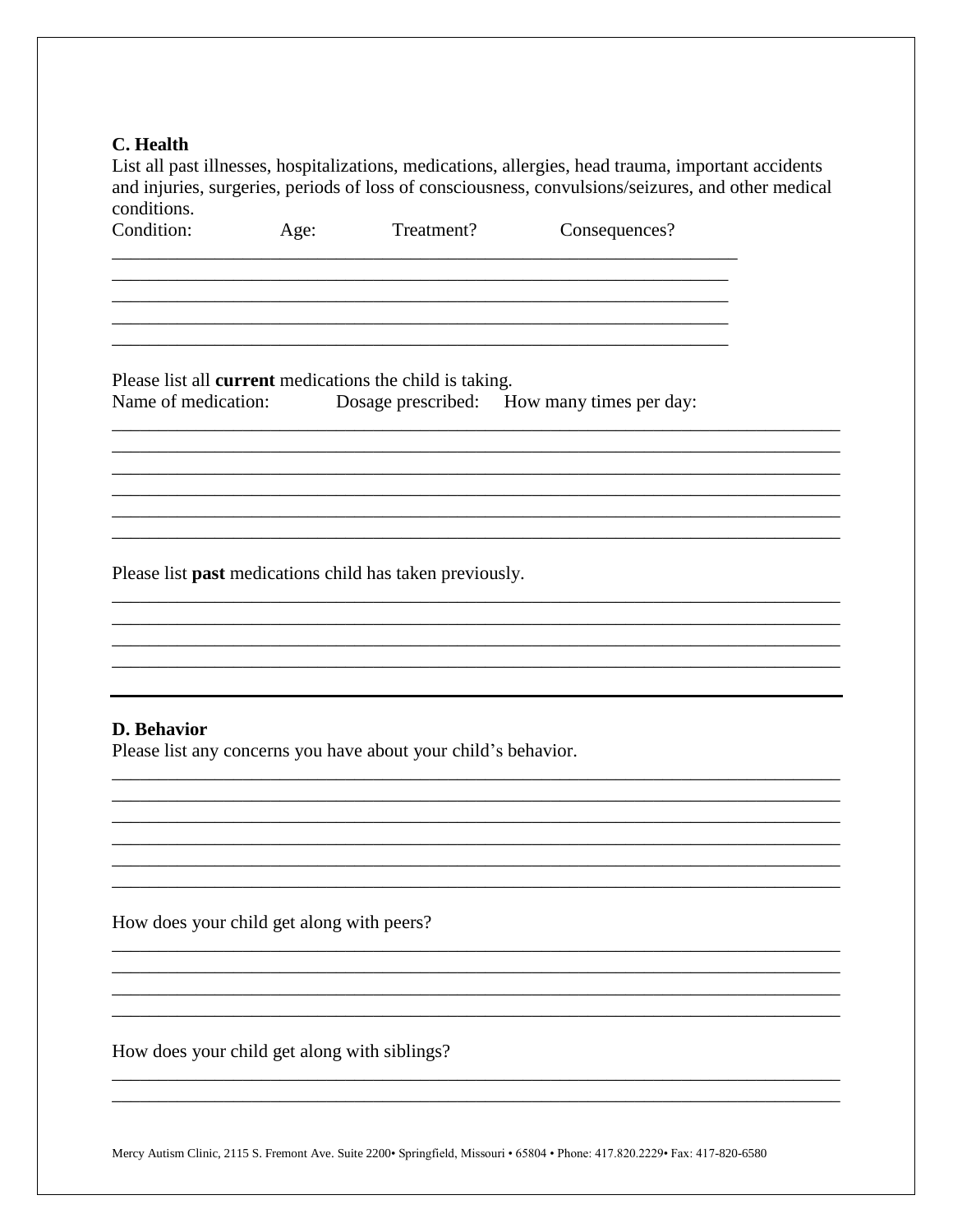**C. Health**

List all past illnesses, hospitalizations, medications, allergies, head trauma, important accidents and injuries, surgeries, periods of loss of consciousness, convulsions/seizures, and other medical conditions.

Condition: Age: Treatment? Consequences?

_____________________________________________________________________
_____________________________________________________________________
_____________________________________________________________________
_____________________________________________________________________
_____________________________________________________________________

Please list all **current** medications the child is taking.

Name of medication: Dosage prescribed: How many times per day:

_____________________________________________________________________
_____________________________________________________________________
_____________________________________________________________________
_____________________________________________________________________
_____________________________________________________________________
_____________________________________________________________________

Please list **past** medications child has taken previously.

_____________________________________________________________________
_____________________________________________________________________
_____________________________________________________________________
_____________________________________________________________________

---

**D. Behavior**

Please list any concerns you have about your child's behavior.

_____________________________________________________________________
_____________________________________________________________________
_____________________________________________________________________
_____________________________________________________________________
_____________________________________________________________________
_____________________________________________________________________

How does your child get along with peers?

_____________________________________________________________________
_____________________________________________________________________
_____________________________________________________________________
_____________________________________________________________________

How does your child get along with siblings?

_____________________________________________________________________
_____________________________________________________________________

Mercy Autism Clinic, 2115 S. Fremont Ave. Suite 2200• Springfield, Missouri • 65804 • Phone: 417.820.2229• Fax: 417-820-6580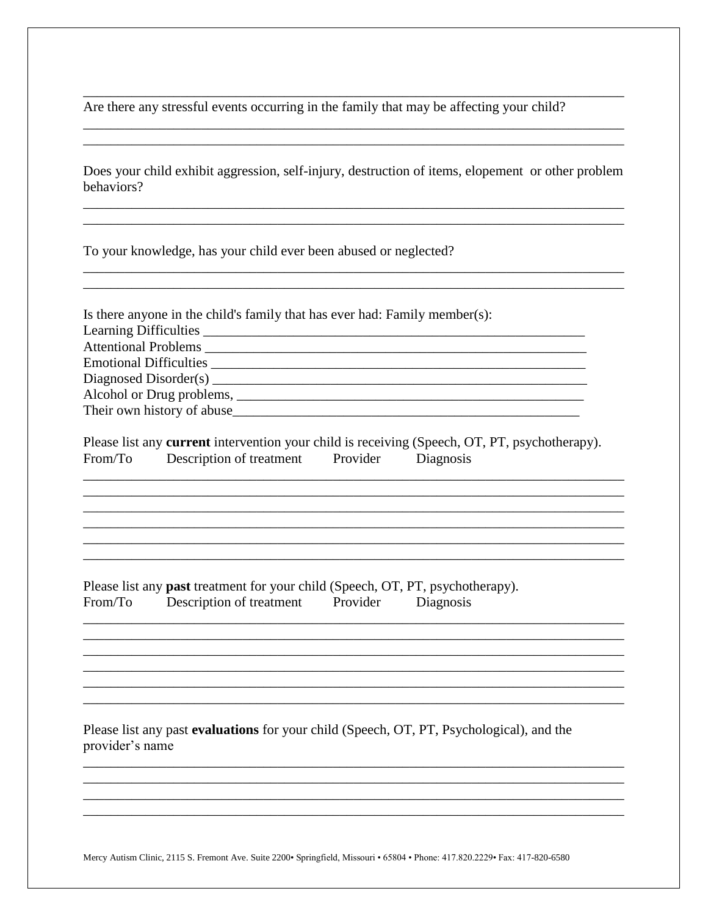______________________________________________________________________________

Are there any stressful events occurring in the family that may be affecting your child?

______________________________________________________________________________

______________________________________________________________________________

Does your child exhibit aggression, self-injury, destruction of items, elopement or other problem behaviors?

______________________________________________________________________________

______________________________________________________________________________

To your knowledge, has your child ever been abused or neglected?

______________________________________________________________________________

______________________________________________________________________________

Is there anyone in the child's family that has ever had: Family member(s):

Learning Difficulties ___________________________________________________________

Attentional Problems ___________________________________________________________

Emotional Difficulties __________________________________________________________

Diagnosed Disorder(s) __________________________________________________________

Alcohol or Drug problems, ______________________________________________________

Their own history of abuse______________________________________________________

Please list any **current** intervention your child is receiving (Speech, OT, PT, psychotherapy).

From/To Description of treatment Provider Diagnosis

______________________________________________________________________________

______________________________________________________________________________

______________________________________________________________________________

______________________________________________________________________________

______________________________________________________________________________

______________________________________________________________________________

Please list any **past** treatment for your child (Speech, OT, PT, psychotherapy).

From/To Description of treatment Provider Diagnosis

______________________________________________________________________________

______________________________________________________________________________

______________________________________________________________________________

______________________________________________________________________________

______________________________________________________________________________

______________________________________________________________________________

Please list any past **evaluations** for your child (Speech, OT, PT, Psychological), and the provider's name

______________________________________________________________________________

______________________________________________________________________________

______________________________________________________________________________

______________________________________________________________________________

Mercy Autism Clinic, 2115 S. Fremont Ave. Suite 2200• Springfield, Missouri • 65804 • Phone: 417.820.2229• Fax: 417-820-6580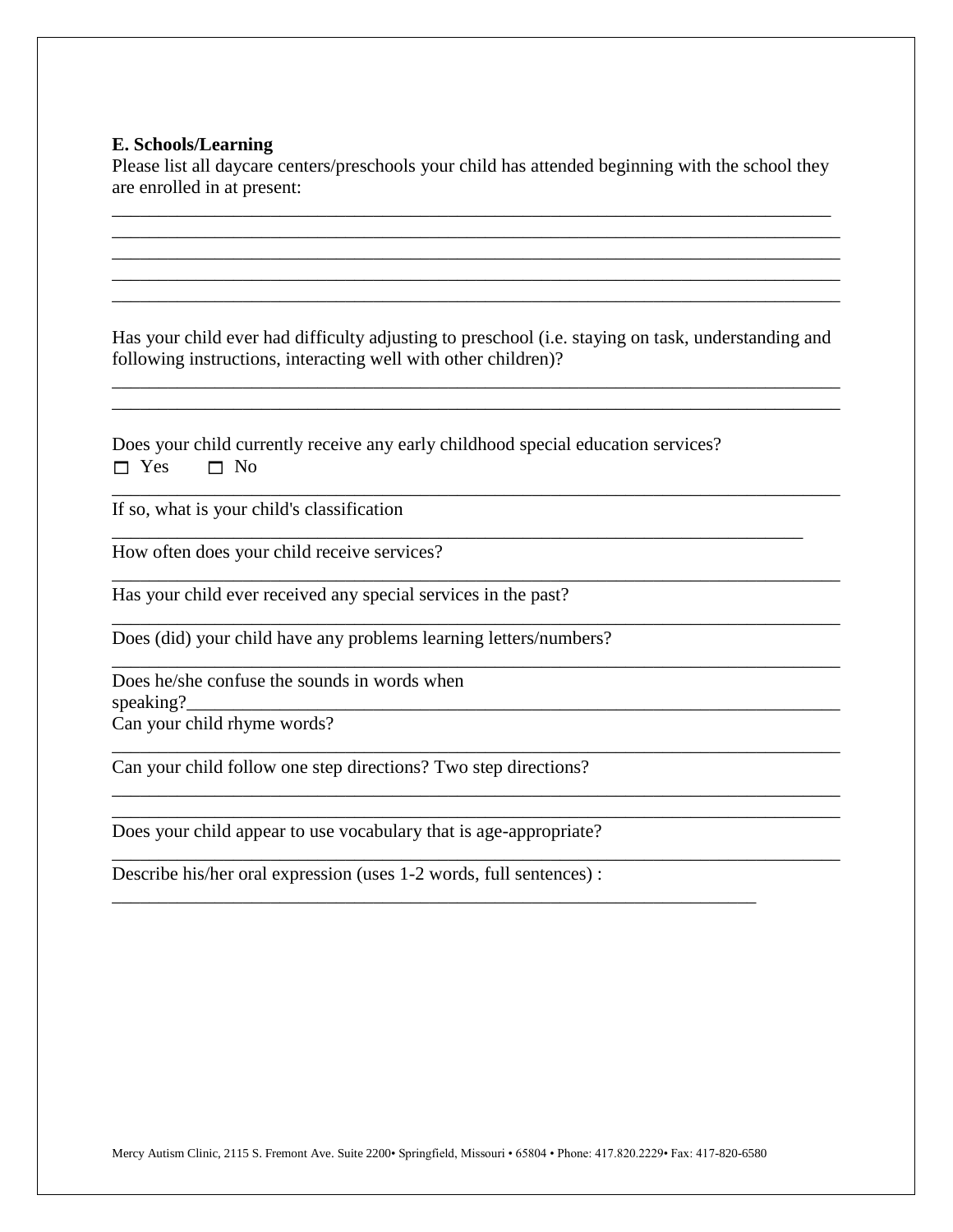**E. Schools/Learning**

Please list all daycare centers/preschools your child has attended beginning with the school they are enrolled in at present:

_______________________________________________________________________________
_______________________________________________________________________________
_______________________________________________________________________________
_______________________________________________________________________________
_______________________________________________________________________________

Has your child ever had difficulty adjusting to preschool (i.e. staying on task, understanding and following instructions, interacting well with other children)?

_______________________________________________________________________________
_______________________________________________________________________________

Does your child currently receive any early childhood special education services?

☐ Yes ☐ No

_______________________________________________________________________________

If so, what is your child's classification

_______________________________________________________________________________

How often does your child receive services?

_______________________________________________________________________________

Has your child ever received any special services in the past?

_______________________________________________________________________________

Does (did) your child have any problems learning letters/numbers?

_______________________________________________________________________________

Does he/she confuse the sounds in words when speaking?_______________________________________________________________

Can your child rhyme words?

_______________________________________________________________________________

Can your child follow one step directions? Two step directions?

_______________________________________________________________________________
_______________________________________________________________________________

Does your child appear to use vocabulary that is age-appropriate?

_______________________________________________________________________________

Describe his/her oral expression (uses 1-2 words, full sentences) :

_______________________________________________________________________________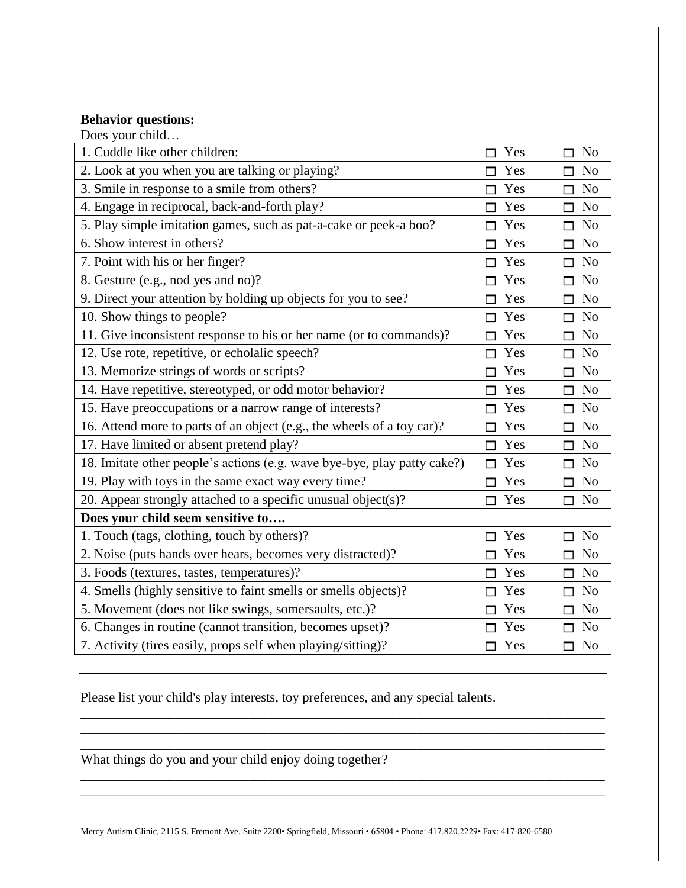**Behavior questions:**

Does your child…

| 1. Cuddle like other children: | ☐ Yes | ☐ No |
|---|---|---|
| 2. Look at you when you are talking or playing? | ☐ Yes | ☐ No |
| 3. Smile in response to a smile from others? | ☐ Yes | ☐ No |
| 4. Engage in reciprocal, back-and-forth play? | ☐ Yes | ☐ No |
| 5. Play simple imitation games, such as pat-a-cake or peek-a boo? | ☐ Yes | ☐ No |
| 6. Show interest in others? | ☐ Yes | ☐ No |
| 7. Point with his or her finger? | ☐ Yes | ☐ No |
| 8. Gesture (e.g., nod yes and no)? | ☐ Yes | ☐ No |
| 9. Direct your attention by holding up objects for you to see? | ☐ Yes | ☐ No |
| 10. Show things to people? | ☐ Yes | ☐ No |
| 11. Give inconsistent response to his or her name (or to commands)? | ☐ Yes | ☐ No |
| 12. Use rote, repetitive, or echolalic speech? | ☐ Yes | ☐ No |
| 13. Memorize strings of words or scripts? | ☐ Yes | ☐ No |
| 14. Have repetitive, stereotyped, or odd motor behavior? | ☐ Yes | ☐ No |
| 15. Have preoccupations or a narrow range of interests? | ☐ Yes | ☐ No |
| 16. Attend more to parts of an object (e.g., the wheels of a toy car)? | ☐ Yes | ☐ No |
| 17. Have limited or absent pretend play? | ☐ Yes | ☐ No |
| 18. Imitate other people's actions (e.g. wave bye-bye, play patty cake?) | ☐ Yes | ☐ No |
| 19. Play with toys in the same exact way every time? | ☐ Yes | ☐ No |
| 20. Appear strongly attached to a specific unusual object(s)? | ☐ Yes | ☐ No |
| **Does your child seem sensitive to….** | | |
| 1. Touch (tags, clothing, touch by others)? | ☐ Yes | ☐ No |
| 2. Noise (puts hands over hears, becomes very distracted)? | ☐ Yes | ☐ No |
| 3. Foods (textures, tastes, temperatures)? | ☐ Yes | ☐ No |
| 4. Smells (highly sensitive to faint smells or smells objects)? | ☐ Yes | ☐ No |
| 5. Movement (does not like swings, somersaults, etc.)? | ☐ Yes | ☐ No |
| 6. Changes in routine (cannot transition, becomes upset)? | ☐ Yes | ☐ No |
| 7. Activity (tires easily, props self when playing/sitting)? | ☐ Yes | ☐ No |

---

Please list your child's play interests, toy preferences, and any special talents.

\_\_\_\_\_\_\_\_\_\_\_\_\_\_\_\_\_\_\_\_\_\_\_\_\_\_\_\_\_\_\_\_\_\_\_\_\_\_\_\_\_\_\_\_\_\_\_\_\_\_\_\_\_\_\_\_\_\_\_\_\_\_\_\_\_\_\_\_\_\_\_\_

\_\_\_\_\_\_\_\_\_\_\_\_\_\_\_\_\_\_\_\_\_\_\_\_\_\_\_\_\_\_\_\_\_\_\_\_\_\_\_\_\_\_\_\_\_\_\_\_\_\_\_\_\_\_\_\_\_\_\_\_\_\_\_\_\_\_\_\_\_\_\_\_

\_\_\_\_\_\_\_\_\_\_\_\_\_\_\_\_\_\_\_\_\_\_\_\_\_\_\_\_\_\_\_\_\_\_\_\_\_\_\_\_\_\_\_\_\_\_\_\_\_\_\_\_\_\_\_\_\_\_\_\_\_\_\_\_\_\_\_\_\_\_\_\_

What things do you and your child enjoy doing together?

\_\_\_\_\_\_\_\_\_\_\_\_\_\_\_\_\_\_\_\_\_\_\_\_\_\_\_\_\_\_\_\_\_\_\_\_\_\_\_\_\_\_\_\_\_\_\_\_\_\_\_\_\_\_\_\_\_\_\_\_\_\_\_\_\_\_\_\_\_\_\_\_

\_\_\_\_\_\_\_\_\_\_\_\_\_\_\_\_\_\_\_\_\_\_\_\_\_\_\_\_\_\_\_\_\_\_\_\_\_\_\_\_\_\_\_\_\_\_\_\_\_\_\_\_\_\_\_\_\_\_\_\_\_\_\_\_\_\_\_\_\_\_\_\_

Mercy Autism Clinic, 2115 S. Fremont Ave. Suite 2200• Springfield, Missouri • 65804 • Phone: 417.820.2229• Fax: 417-820-6580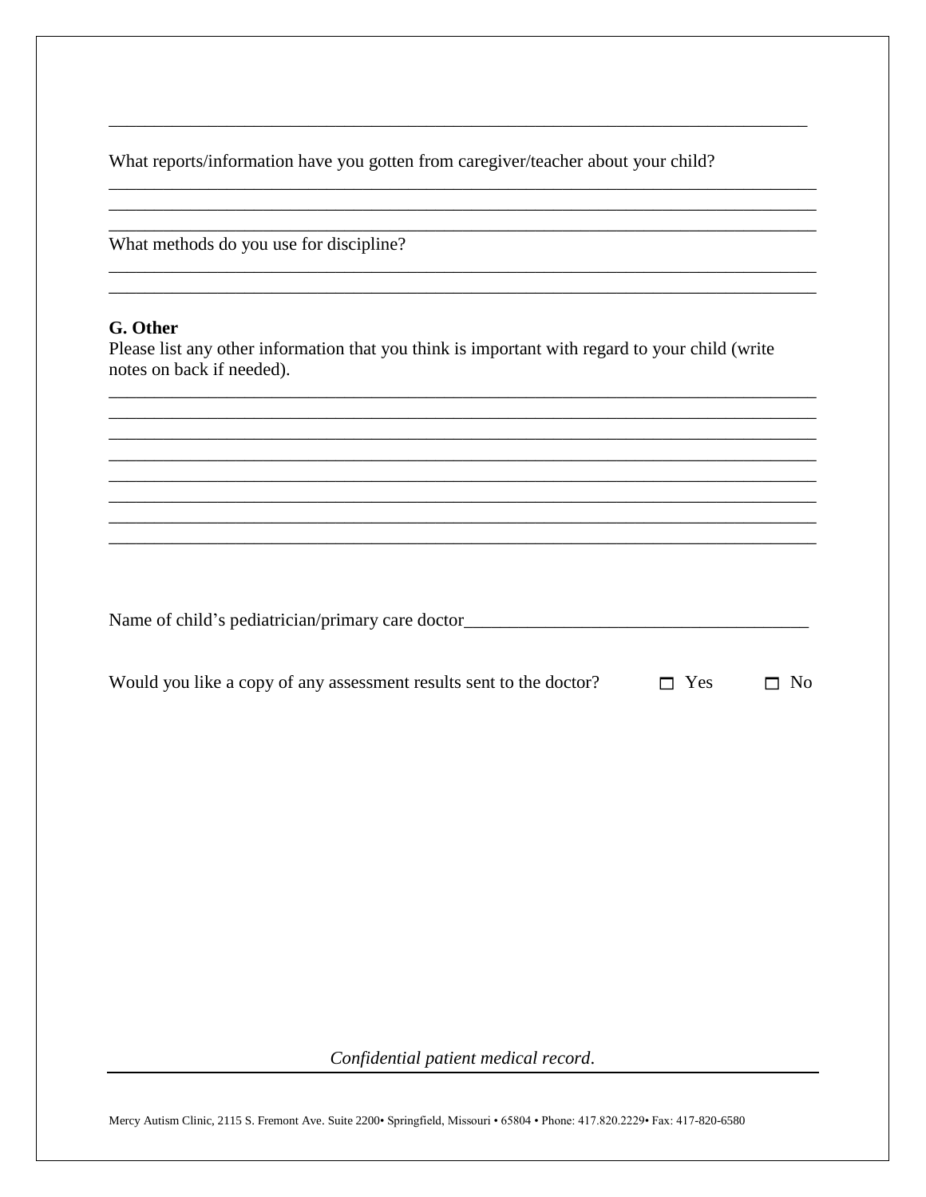______________________________________________________________________________

What reports/information have you gotten from caregiver/teacher about your child?

______________________________________________________________________________
______________________________________________________________________________
______________________________________________________________________________

What methods do you use for discipline?

______________________________________________________________________________
______________________________________________________________________________

**G. Other**

Please list any other information that you think is important with regard to your child (write notes on back if needed).

______________________________________________________________________________
______________________________________________________________________________
______________________________________________________________________________
______________________________________________________________________________
______________________________________________________________________________
______________________________________________________________________________
______________________________________________________________________________
______________________________________________________________________________

Name of child's pediatrician/primary care doctor_____________________________________

Would you like a copy of any assessment results sent to the doctor? ☐ Yes ☐ No

*Confidential patient medical record*.

Mercy Autism Clinic, 2115 S. Fremont Ave. Suite 2200• Springfield, Missouri • 65804 • Phone: 417.820.2229• Fax: 417-820-6580